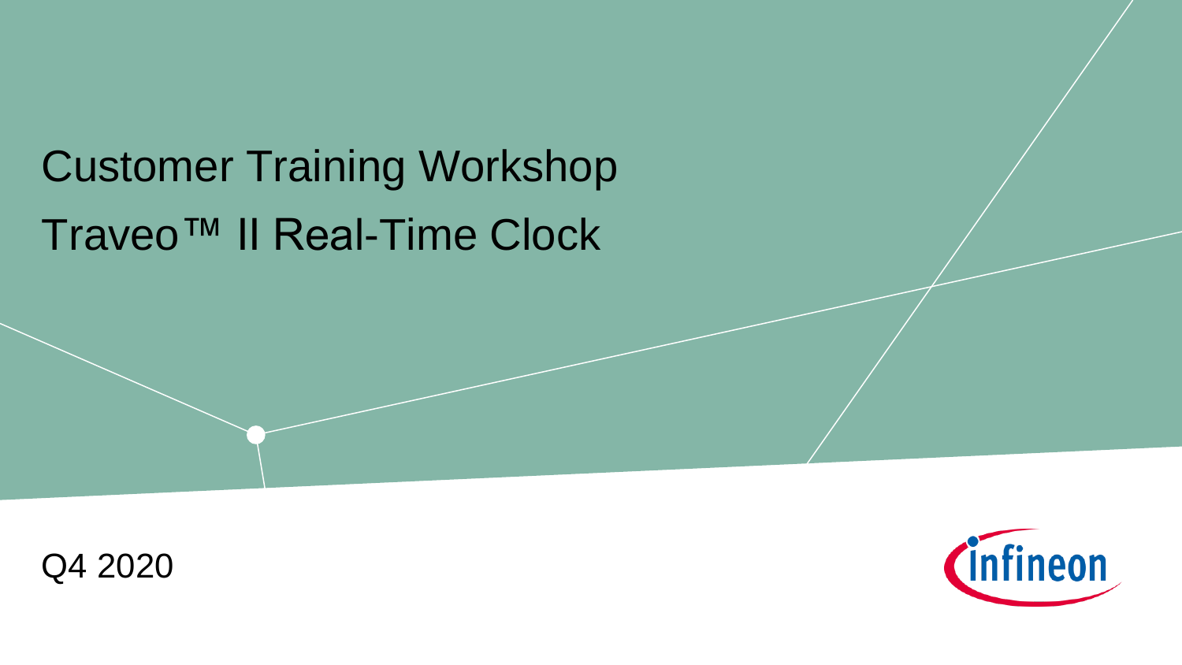# Customer Training Workshop

# Traveo™ II Real-Time Clock

Q4 2020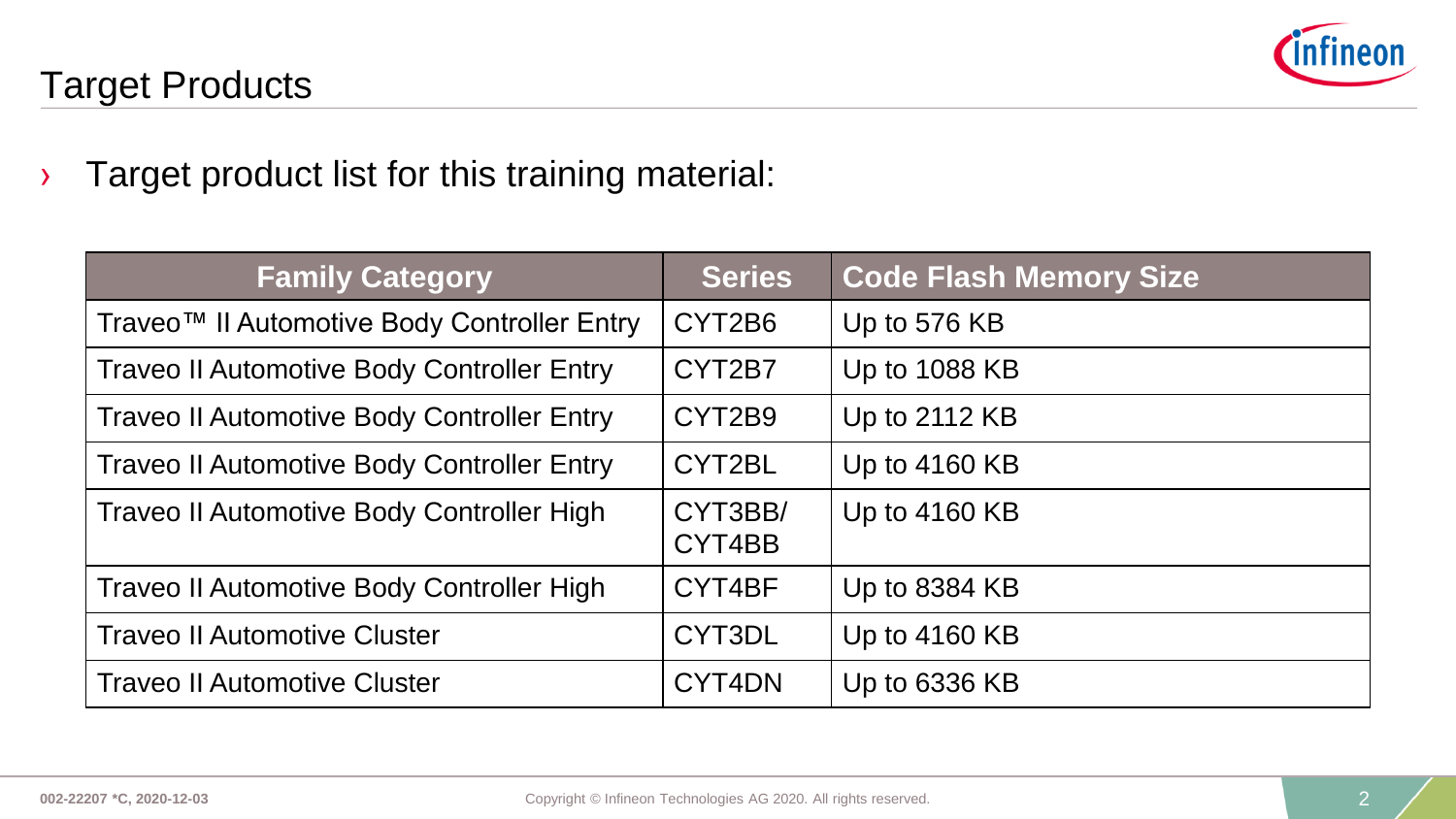# Target Products

- Target product list for this training material:

| Family Category | Series | Code Flash Memory Size |
| --- | --- | --- |
| Traveo™ II Automotive Body Controller Entry | CYT2B6 | Up to 576 KB |
| Traveo II Automotive Body Controller Entry | CYT2B7 | Up to 1088 KB |
| Traveo II Automotive Body Controller Entry | CYT2B9 | Up to 2112 KB |
| Traveo II Automotive Body Controller Entry | CYT2BL | Up to 4160 KB |
| Traveo II Automotive Body Controller High | CYT3BB/ CYT4BB | Up to 4160 KB |
| Traveo II Automotive Body Controller High | CYT4BF | Up to 8384 KB |
| Traveo II Automotive Cluster | CYT3DL | Up to 4160 KB |
| Traveo II Automotive Cluster | CYT4DN | Up to 6336 KB |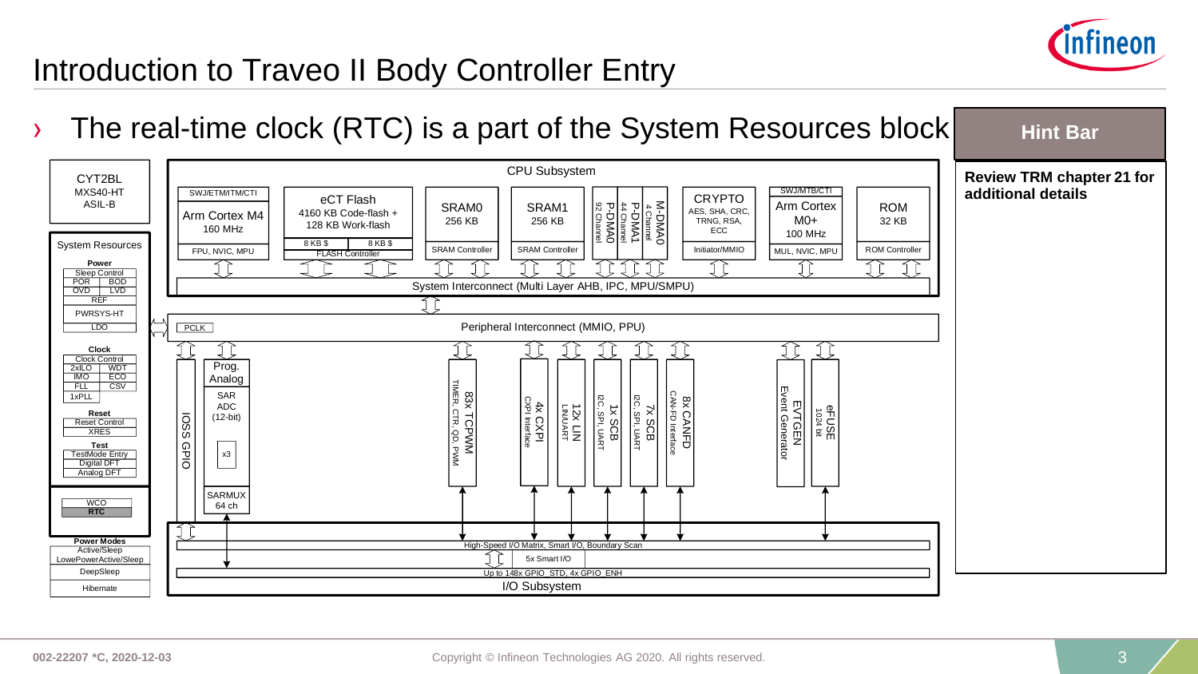# Introduction to Traveo II Body Controller Entry

› The real-time clock (RTC) is a part of the System Resources block

**Hint Bar**

**Review TRM chapter 21 for additional details**

CYT2BL
MXS40-HT
ASIL-B

**System Resources**

- **Power**: Sleep Control, POR, BOD, OVD, LVD, REF, PWRSYS-HT, LDO
- **Clock**: Clock Control, 2xILO, WDT, IMO, ECO, FLL, CSV, 1xPLL
- **Reset**: Reset Control, XRES
- **Test**: TestMode Entry, Digital DFT, Analog DFT
- WCO
- **RTC**

**Power Modes**: Active/Sleep, LowePowerActive/Sleep, DeepSleep, Hibernate

**CPU Subsystem**

- SWJ/ETM/ITM/CTI — Arm Cortex M4, 160 MHz — FPU, NVIC, MPU
- eCT Flash: 4160 KB Code-flash + 128 KB Work-flash — 8 KB $, 8 KB $ — FLASH Controller
- SRAM0 256 KB — SRAM Controller
- SRAM1 256 KB — SRAM Controller
- P-DMA0 92 Channel
- P-DMA1 44 Channel
- M-DMA0 4 Channel
- CRYPTO: AES, SHA, CRC, TRNG, RSA, ECC — Initiator/MMIO
- SWJ/MTB/CTI — Arm Cortex M0+, 100 MHz — MUL, NVIC, MPU
- ROM 32 KB — ROM Controller

System Interconnect (Multi Layer AHB, IPC, MPU/SMPU)

PCLK — Peripheral Interconnect (MMIO, PPU)

- IOSS GPIO
- Prog. Analog: SAR ADC (12-bit), x3, SARMUX 64 ch
- 83x TCPWM: TIMER, CTR, QD, PWM
- 4x CXPI: CXPI Interface
- 12x LIN: LIN/UART
- 1x SCB: I2C, SPI, UART
- 7x SCB: I2C, SPI, UART
- 8x CANFD: CAN-FD Interface
- EVTGEN: Event Generator
- eFUSE: 1024 bit

**I/O Subsystem**

- High-Speed I/O Matrix, Smart I/O, Boundary Scan
- 5x Smart I/O
- Up to 148x GPIO_STD, 4x GPIO_ENH

002-22207 *C, 2020-12-03

Copyright © Infineon Technologies AG 2020. All rights reserved.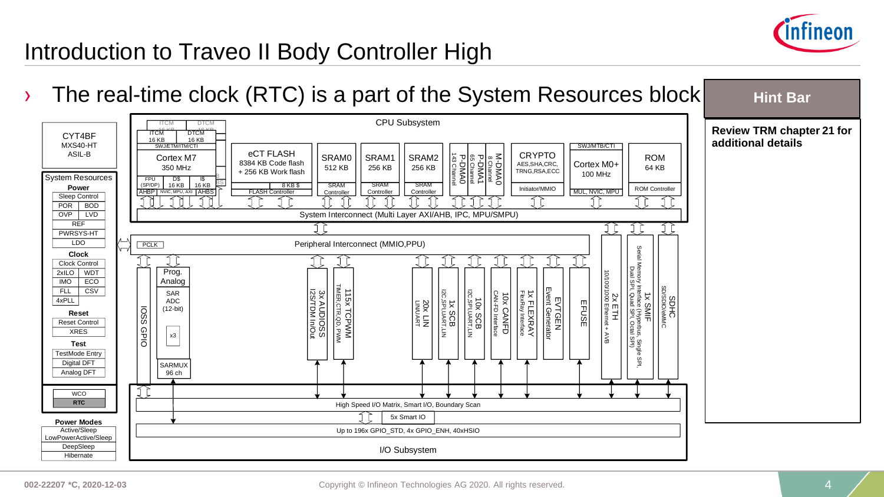# Introduction to Traveo II Body Controller High

› The real-time clock (RTC) is a part of the System Resources block

**Hint Bar**

**Review TRM chapter 21 for additional details**

CYT4BF
MXS40-HT
ASIL-B

**System Resources**

**Power**
- Sleep Control
- POR | BOD
- OVP | LVD
- REF
- PWRSYS-HT
- LDO

**Clock**
- Clock Control
- 2xILO | WDT
- IMO | ECO
- FLL | CSV
- 4xPLL

**Reset**
- Reset Control
- XRES

**Test**
- TestMode Entry
- Digital DFT
- Analog DFT

- WCO
- **RTC**

**Power Modes**
- Active/Sleep
- LowPowerActive/Sleep
- DeepSleep
- Hibernate

**CPU Subsystem**
- Cortex M7, 350 MHz (ITCM 16 KB, DTCM 16 KB, SWJ/ETM/ITM/CTI, FPU (SP/DP), D$ 16 KB, I$ 16 KB, AHBP, NVIC, MPU, AXI, AHBS)
- eCT FLASH: 8384 KB Code flash + 256 KB Work flash, 8 KB $, FLASH Controller
- SRAM0 512 KB, SRAM Controller
- SRAM1 256 KB, SRAM Controller
- SRAM2 256 KB, SRAM Controller
- P-DMA0 143 Channel
- P-DMA1 65 Channel
- M-DMA0 8 Channel
- CRYPTO: AES,SHA,CRC, TRNG,RSA,ECC, Initiator/MMIO
- Cortex M0+ 100 MHz (SWJ/MTB/CTI, MUL, NVIC, MPU)
- ROM 64 KB, ROM Controller

System Interconnect (Multi Layer AXI/AHB, IPC, MPU/SMPU)

Peripheral Interconnect (MMIO,PPU) — PCLK

- IOSS GPIO
- Prog. Analog: SAR ADC (12-bit) x3, SARMUX 96 ch
- 3x AUDIOSS: I2S/TDM In/Out
- 115x TCPWM: TIMER,CTR,QD, PWM
- 20x LIN: LIN/UART
- 1x SCB: I2C,SPI,UART,LIN
- 10x SCB: I2C,SPI,UART,LIN
- 10x CANFD: CAN-FD Interface
- 1x FLEXRAY: FlexRay Interface
- EVTGEN: Event Generator
- EFUSE
- 2x ETH: 10/100/1000 Ethernet + AVB
- 1x SMIF: Serial Memory Interface (Hyperbus, Single SPI, Dual SPI, Quad SPI, Octal SPI)
- SDHC: SD/SDIO/eMMC

**I/O Subsystem**
- High Speed I/O Matrix, Smart I/O, Boundary Scan
- 5x Smart IO
- Up to 196x GPIO_STD, 4x GPIO_ENH, 40xHSIO

002-22207 *C, 2020-12-03

Copyright © Infineon Technologies AG 2020. All rights reserved.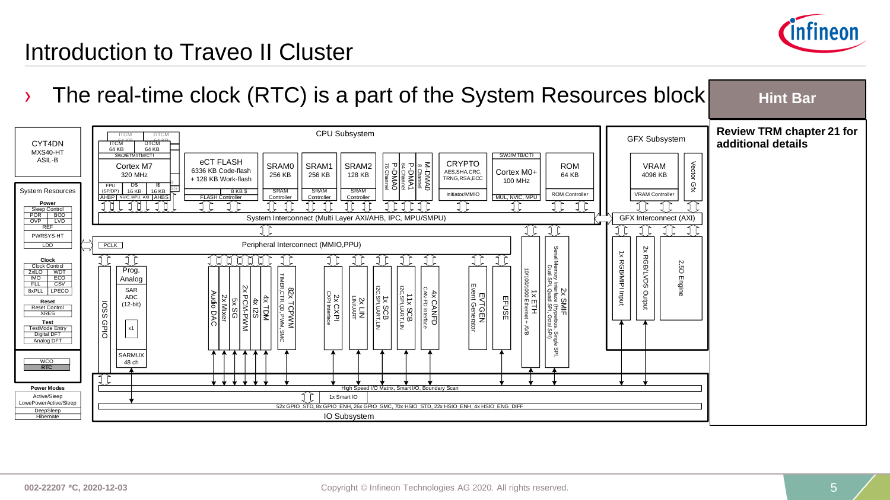# Introduction to Traveo II Cluster

› The real-time clock (RTC) is a part of the System Resources block

**Hint Bar**

**Review TRM chapter 21 for additional details**

CYT4DN
MXS40-HT
ASIL-B

System Resources

**Power**
Sleep Control
POR | BOD
OVP | LVD
REF
PWRSYS-HT
LDO

**Clock**
Clock Control
2xILO | WDT
IMO | ECO
FLL | CSV
8xPLL | LPECO

**Reset**
Reset Control
XRES

**Test**
TestMode Entry
Digital DFT
Analog DFT

WCO
**RTC**

**Power Modes**
Active/Sleep
LowePowerActive/Sleep
DeepSleep
Hibernate

CPU Subsystem

ITCM 64 KB | DTCM 64 KB
SWJ/ETM/ITM/CTI
Cortex M7 320 MHz
FPU (SP/DP) | D$ 16 KB | I$ 16 KB
AHBP | NVIC, MPU, AXI | AHBS

eCT FLASH
6336 KB Code-flash + 128 KB Work-flash
8 KB $
FLASH Controller

SRAM0 256 KB, SRAM Controller
SRAM1 256 KB, SRAM Controller
SRAM2 128 KB, SRAM Controller

P-DMA0 76 Channel
P-DMA1 84 Channel
M-DMA0 8 Channel

CRYPTO
AES,SHA,CRC, TRNG,RSA,ECC
Initiator/MMIO

SWJ/MTB/CTI
Cortex M0+ 100 MHz
MUL, NVIC, MPU

ROM 64 KB
ROM Controller

System Interconnect (Multi Layer AXI/AHB, IPC, MPU/SMPU)

GFX Subsystem
VRAM 4096 KB
VRAM Controller
Vector Gfx
GFX Interconnect (AXI)
1x RGB/MIPI Input
2x RGB/LVDS Output
2.5D Engine

PCLK
Peripheral Interconnect (MMIO,PPU)

IOSS GPIO
Prog. Analog
SAR ADC (12-bit)
x1
SARMUX 48 ch

Audio DAC
2x Mixer
5x SG
2x PCM-PWM
4x I2S
4x TDM
82x TCPWM (TIMER,CTR,QD,PWM,SMC)
2x CXPI (CXPI Interface)
2x LIN (LIN/UART)
1x SCB (I2C,SPI,UART,LIN)
11x SCB (I2C,SPI,UART,LIN)
4x CANFD (CAN-FD Interface)
EVTGEN (Event Generator)
EFUSE
1x ETH (10/100/1000 Ethernet + AVB)
2x SMIF (Serial Memory Interface (Hyperbus, Single SPI, Dual SPI, Quad SPI, Octal SPI))

High Speed I/O Matrix, Smart I/O, Boundary Scan
1x Smart IO
52x GPIO_STD, 8x GPIO_ENH, 26x GPIO_SMC, 70x HSIO_STD, 22x HSIO_ENH, 4x HSIO_ENG_DIFF
IO Subsystem

002-22207 *C, 2020-12-03

Copyright © Infineon Technologies AG 2020. All rights reserved.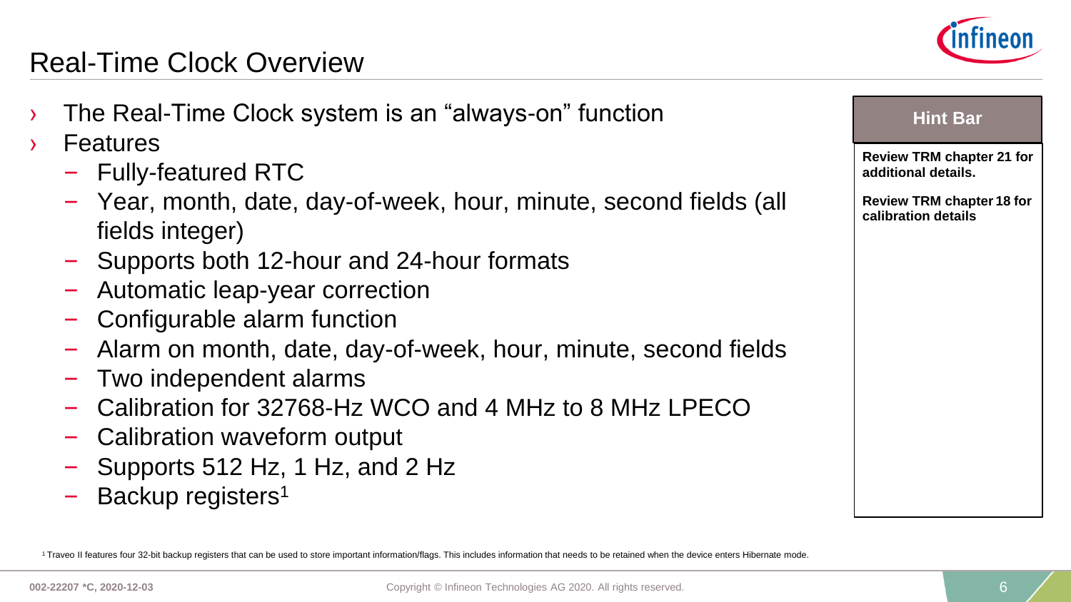# Real-Time Clock Overview

- The Real-Time Clock system is an “always-on” function
- Features
  - Fully-featured RTC
  - Year, month, date, day-of-week, hour, minute, second fields (all fields integer)
  - Supports both 12-hour and 24-hour formats
  - Automatic leap-year correction
  - Configurable alarm function
  - Alarm on month, date, day-of-week, hour, minute, second fields
  - Two independent alarms
  - Calibration for 32768-Hz WCO and 4 MHz to 8 MHz LPECO
  - Calibration waveform output
  - Supports 512 Hz, 1 Hz, and 2 Hz
  - Backup registers[1]

**Hint Bar**

**Review TRM chapter 21 for additional details.**

**Review TRM chapter 18 for calibration details**

[1] Traveo II features four 32-bit backup registers that can be used to store important information/flags. This includes information that needs to be retained when the device enters Hibernate mode.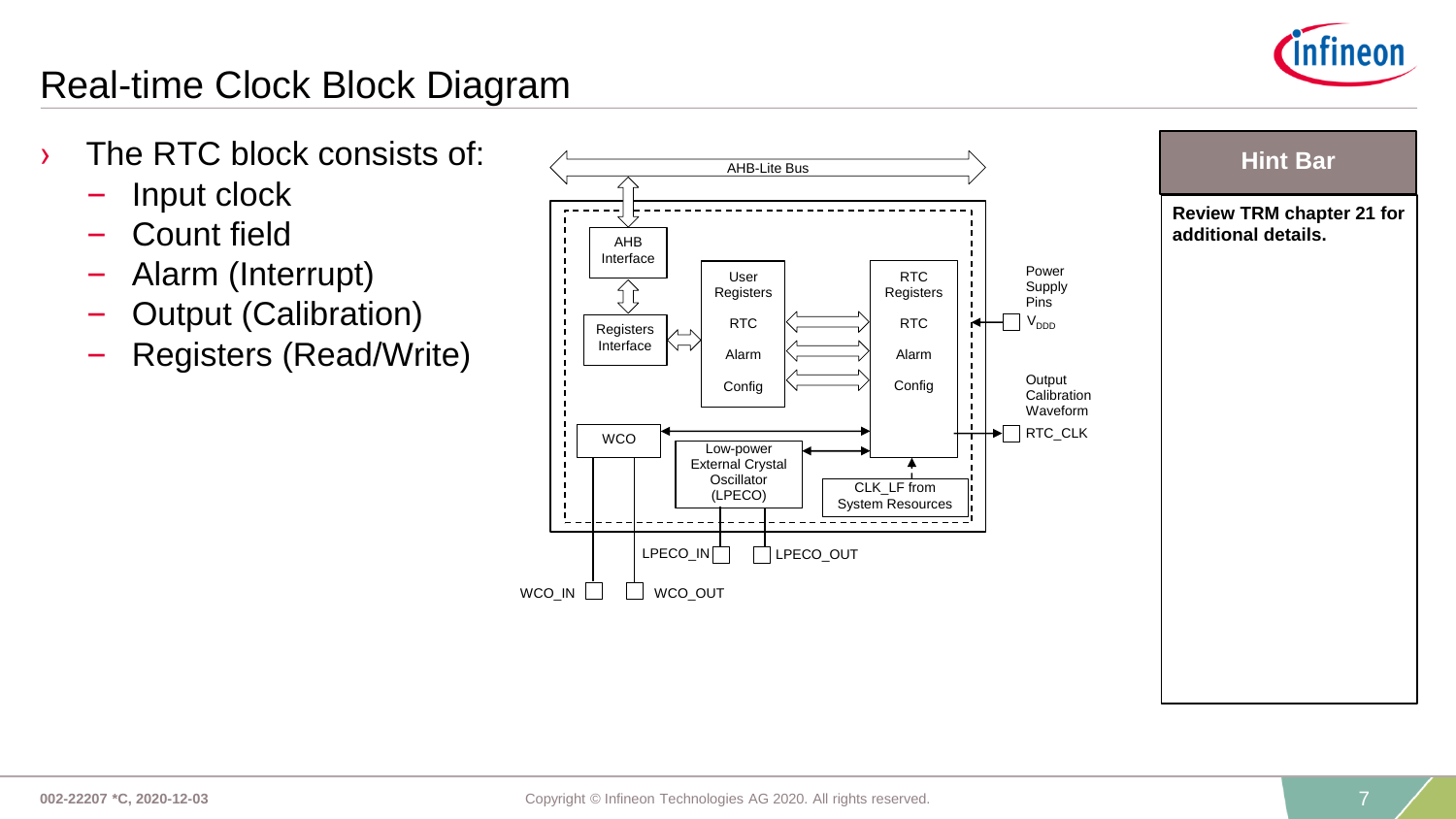# Real-time Clock Block Diagram

- The RTC block consists of:
  - Input clock
  - Count field
  - Alarm (Interrupt)
  - Output (Calibration)
  - Registers (Read/Write)

AHB-Lite Bus

AHB Interface

Registers Interface

User Registers

RTC

Alarm

Config

RTC Registers

RTC

Alarm

Config

Power Supply Pins

$V_{DDD}$

Output Calibration Waveform

RTC_CLK

WCO

Low-power External Crystal Oscillator (LPECO)

CLK_LF from System Resources

LPECO_IN

LPECO_OUT

WCO_IN

WCO_OUT

**Hint Bar**

**Review TRM chapter 21 for additional details.**

002-22207 *C, 2020-12-03

Copyright © Infineon Technologies AG 2020. All rights reserved.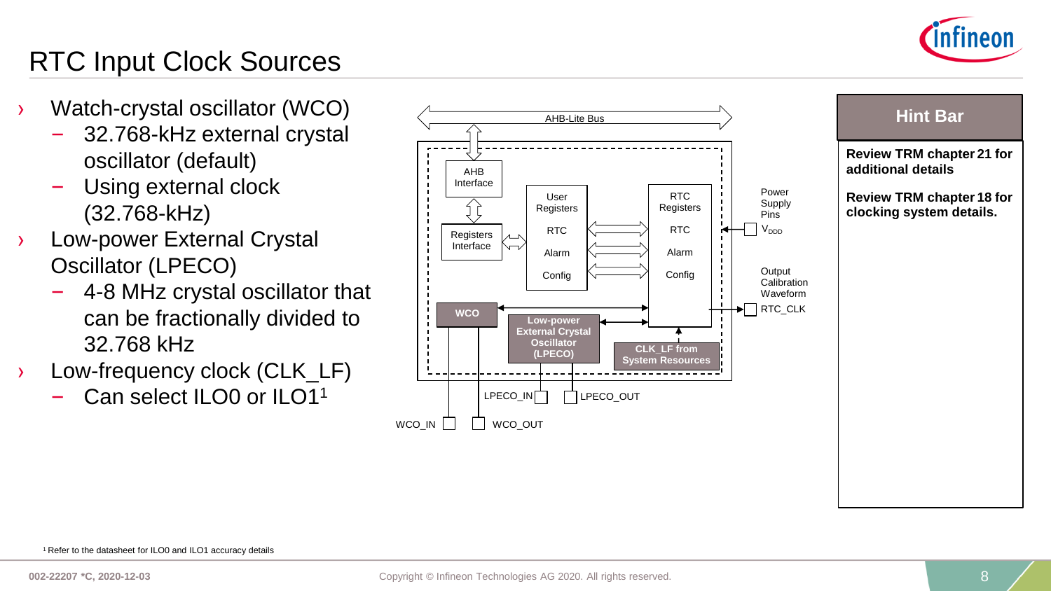# RTC Input Clock Sources

- Watch-crystal oscillator (WCO)
  - 32.768-kHz external crystal oscillator (default)
  - Using external clock (32.768-kHz)
- Low-power External Crystal Oscillator (LPECO)
  - 4-8 MHz crystal oscillator that can be fractionally divided to 32.768 kHz
- Low-frequency clock (CLK_LF)
  - Can select ILO0 or ILO1[1]

AHB-Lite Bus

AHB Interface

Registers Interface

User Registers

RTC

Alarm

Config

RTC Registers

RTC

Alarm

Config

Power Supply Pins

$V_{DDD}$

Output Calibration Waveform

RTC_CLK

WCO

Low-power External Crystal Oscillator (LPECO)

CLK_LF from System Resources

LPECO_IN

LPECO_OUT

WCO_IN

WCO_OUT

**Hint Bar**

**Review TRM chapter 21 for additional details**

**Review TRM chapter 18 for clocking system details.**

[1] Refer to the datasheet for ILO0 and ILO1 accuracy details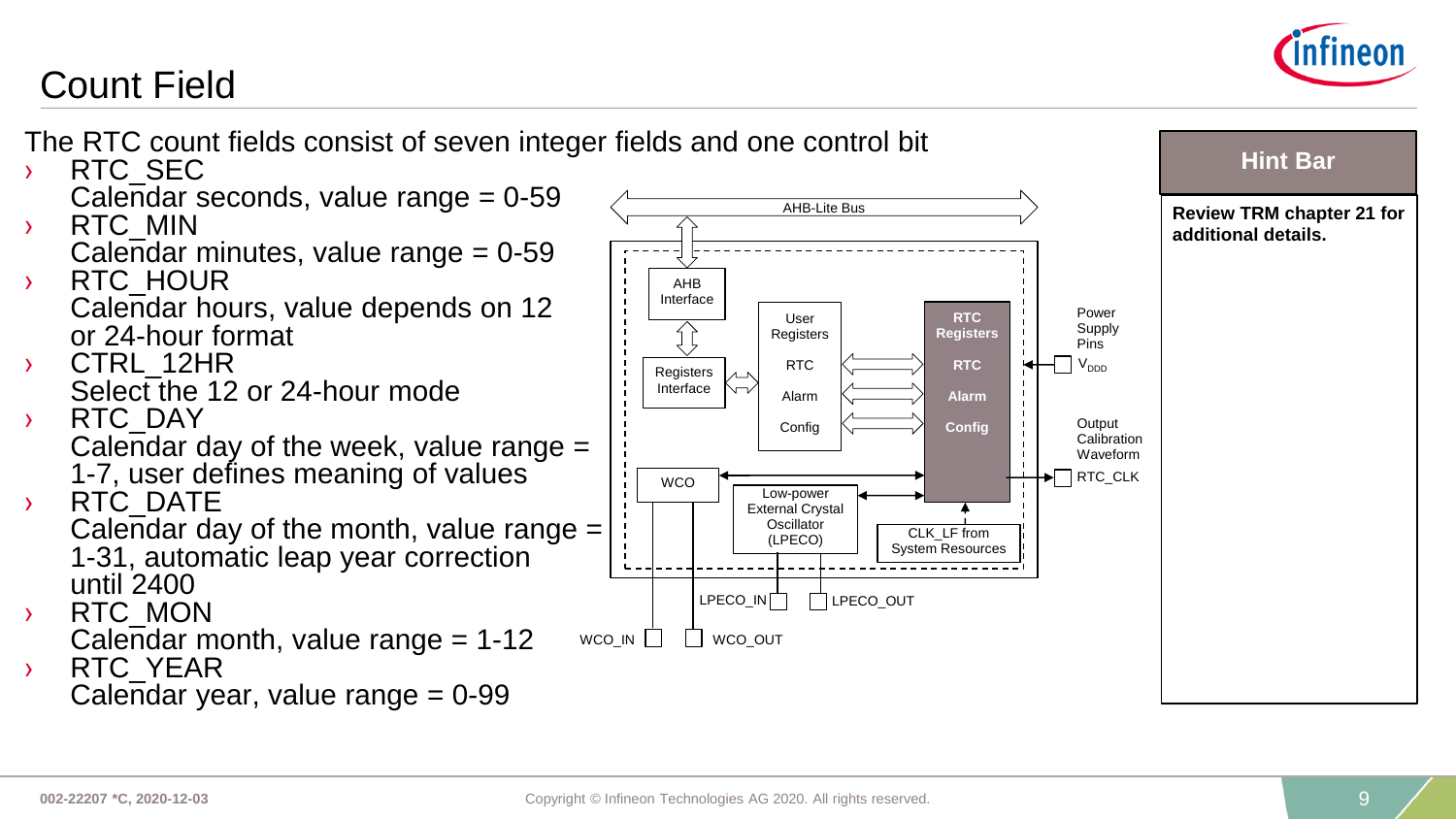# Count Field

The RTC count fields consist of seven integer fields and one control bit

- RTC_SEC
  Calendar seconds, value range = 0-59
- RTC_MIN
  Calendar minutes, value range = 0-59
- RTC_HOUR
  Calendar hours, value depends on 12 or 24-hour format
- CTRL_12HR
  Select the 12 or 24-hour mode
- RTC_DAY
  Calendar day of the week, value range = 1-7, user defines meaning of values
- RTC_DATE
  Calendar day of the month, value range = 1-31, automatic leap year correction until 2400
- RTC_MON
  Calendar month, value range = 1-12
- RTC_YEAR
  Calendar year, value range = 0-99

AHB-Lite Bus

AHB Interface

Registers Interface

User Registers

RTC

Alarm

Config

RTC Registers

RTC

Alarm

Config

Power Supply Pins

$V_{DDD}$

Output Calibration Waveform

RTC_CLK

WCO

Low-power External Crystal Oscillator (LPECO)

CLK_LF from System Resources

LPECO_IN

LPECO_OUT

WCO_IN

WCO_OUT

**Hint Bar**

**Review TRM chapter 21 for additional details.**

002-22207 *C, 2020-12-03

Copyright © Infineon Technologies AG 2020. All rights reserved.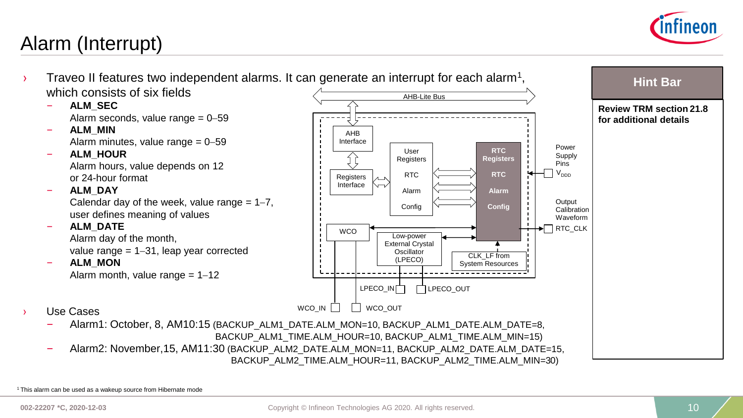# Alarm (Interrupt)

- Traveo II features two independent alarms. It can generate an interrupt for each alarm[1], which consists of six fields
  - **ALM_SEC**
    Alarm seconds, value range = 0–59
  - **ALM_MIN**
    Alarm minutes, value range = 0–59
  - **ALM_HOUR**
    Alarm hours, value depends on 12 or 24-hour format
  - **ALM_DAY**
    Calendar day of the week, value range = 1–7, user defines meaning of values
  - **ALM_DATE**
    Alarm day of the month, value range = 1–31, leap year corrected
  - **ALM_MON**
    Alarm month, value range = 1–12

AHB-Lite Bus

AHB Interface

Registers Interface

User Registers: RTC, Alarm, Config

RTC Registers: RTC, Alarm, Config

WCO

Low-power External Crystal Oscillator (LPECO)

CLK_LF from System Resources

Power Supply Pins $V_{DDD}$

Output Calibration Waveform RTC_CLK

LPECO_IN, LPECO_OUT, WCO_IN, WCO_OUT

- Use Cases
  - Alarm1: October, 8, AM10:15 (BACKUP_ALM1_DATE.ALM_MON=10, BACKUP_ALM1_DATE.ALM_DATE=8, BACKUP_ALM1_TIME.ALM_HOUR=10, BACKUP_ALM1_TIME.ALM_MIN=15)
  - Alarm2: November,15, AM11:30 (BACKUP_ALM2_DATE.ALM_MON=11, BACKUP_ALM2_DATE.ALM_DATE=15, BACKUP_ALM2_TIME.ALM_HOUR=11, BACKUP_ALM2_TIME.ALM_MIN=30)

**Hint Bar**

**Review TRM section 21.8 for additional details**

[1] This alarm can be used as a wakeup source from Hibernate mode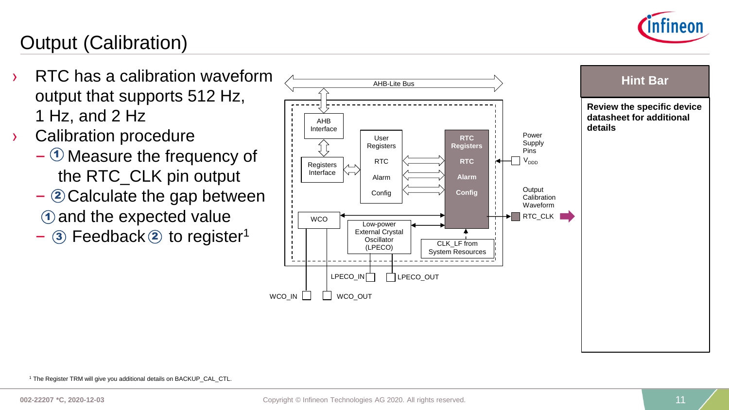# Output (Calibration)

- RTC has a calibration waveform output that supports 512 Hz, 1 Hz, and 2 Hz
- Calibration procedure
  - ① Measure the frequency of the RTC_CLK pin output
  - ② Calculate the gap between ① and the expected value
  - ③ Feedback ② to register[1]

AHB-Lite Bus

AHB Interface

Registers Interface

User Registers

RTC

Alarm

Config

RTC Registers

RTC

Alarm

Config

Power Supply Pins

$V_{DDD}$

Output Calibration Waveform

RTC_CLK

WCO

Low-power External Crystal Oscillator (LPECO)

CLK_LF from System Resources

LPECO_IN

LPECO_OUT

WCO_IN

WCO_OUT

**Hint Bar**

**Review the specific device datasheet for additional details**

[1] The Register TRM will give you additional details on BACKUP_CAL_CTL.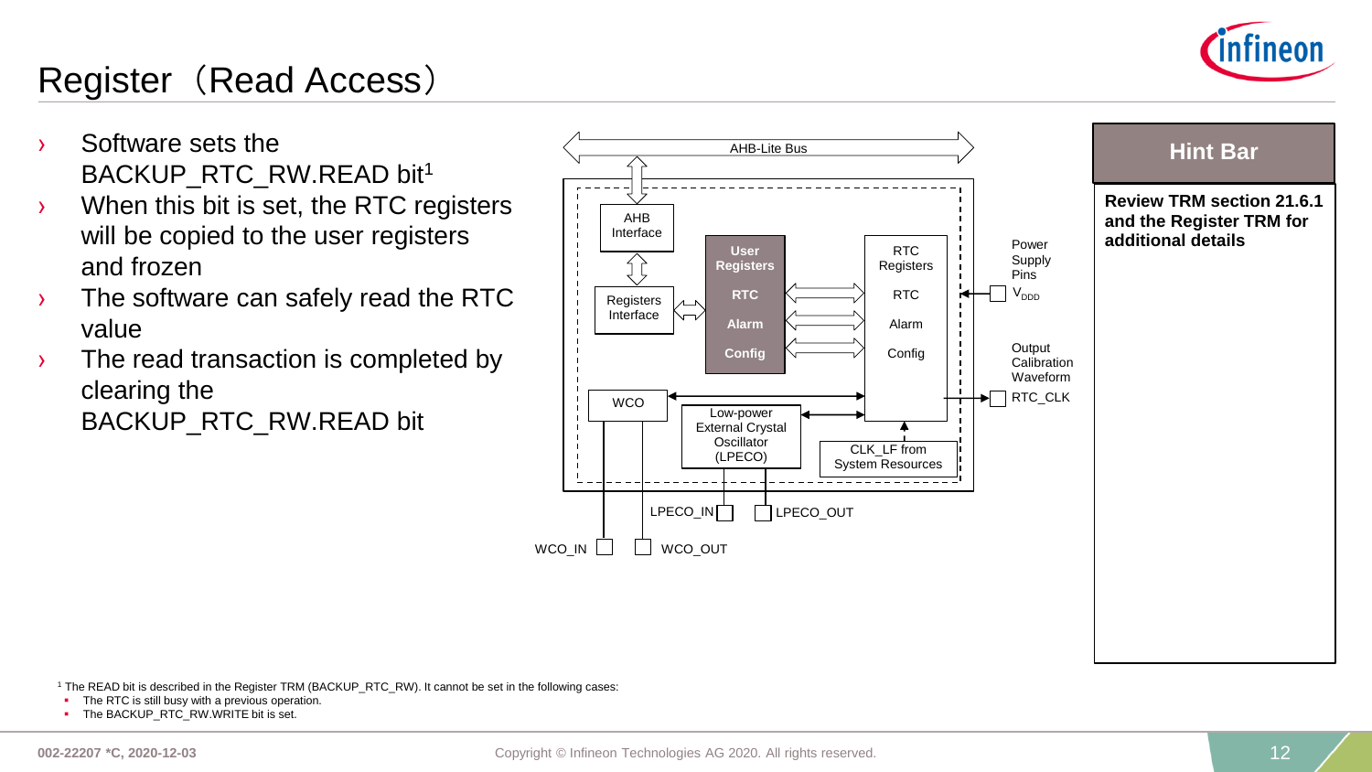# Register（Read Access）

- Software sets the BACKUP_RTC_RW.READ bit[1]
- When this bit is set, the RTC registers will be copied to the user registers and frozen
- The software can safely read the RTC value
- The read transaction is completed by clearing the BACKUP_RTC_RW.READ bit

AHB-Lite Bus

AHB Interface

Registers Interface

**User Registers**

**RTC**

**Alarm**

**Config**

RTC Registers

RTC

Alarm

Config

Power Supply Pins

$V_{DDD}$

Output Calibration Waveform

RTC_CLK

WCO

Low-power External Crystal Oscillator (LPECO)

CLK_LF from System Resources

LPECO_IN

LPECO_OUT

WCO_IN

WCO_OUT

**Hint Bar**

**Review TRM section 21.6.1 and the Register TRM for additional details**

[1] The READ bit is described in the Register TRM (BACKUP_RTC_RW). It cannot be set in the following cases:

- The RTC is still busy with a previous operation.
- The BACKUP_RTC_RW.WRITE bit is set.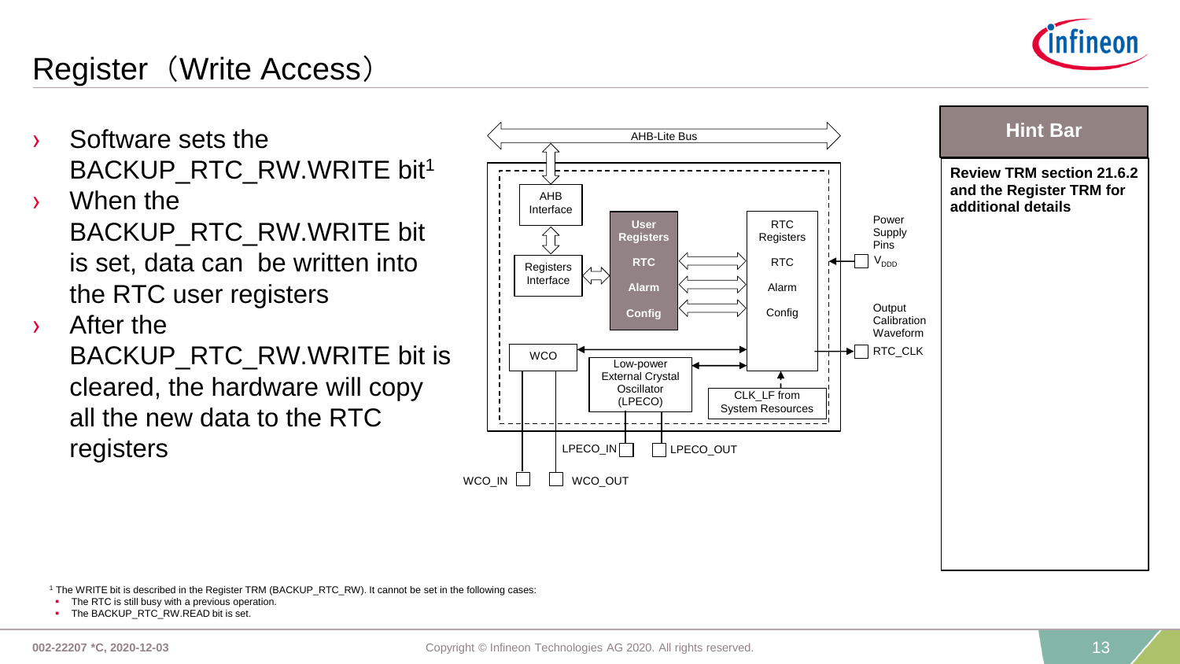# Register（Write Access）

- Software sets the BACKUP_RTC_RW.WRITE bit[1]
- When the BACKUP_RTC_RW.WRITE bit is set, data can be written into the RTC user registers
- After the BACKUP_RTC_RW.WRITE bit is cleared, the hardware will copy all the new data to the RTC registers

**Hint Bar**

**Review TRM section 21.6.2 and the Register TRM for additional details**

[1] The WRITE bit is described in the Register TRM (BACKUP_RTC_RW). It cannot be set in the following cases:

- The RTC is still busy with a previous operation.
- The BACKUP_RTC_RW.READ bit is set.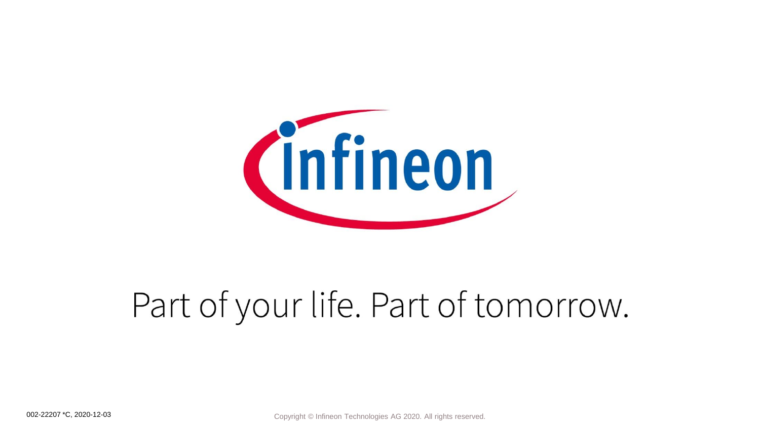Part of your life. Part of tomorrow.

002-22207 *C, 2020-12-03

Copyright © Infineon Technologies AG 2020. All rights reserved.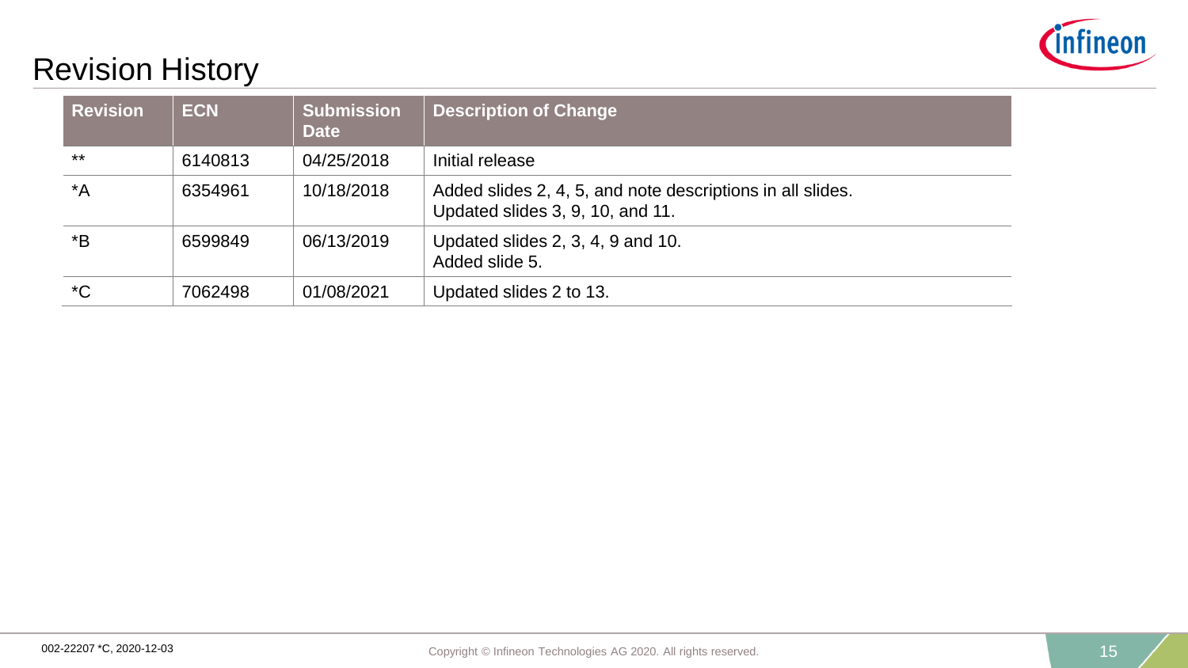# Revision History

| Revision | ECN | Submission Date | Description of Change |
| --- | --- | --- | --- |
| ** | 6140813 | 04/25/2018 | Initial release |
| *A | 6354961 | 10/18/2018 | Added slides 2, 4, 5, and note descriptions in all slides.<br>Updated slides 3, 9, 10, and 11. |
| *B | 6599849 | 06/13/2019 | Updated slides 2, 3, 4, 9 and 10.<br>Added slide 5. |
| *C | 7062498 | 01/08/2021 | Updated slides 2 to 13. |